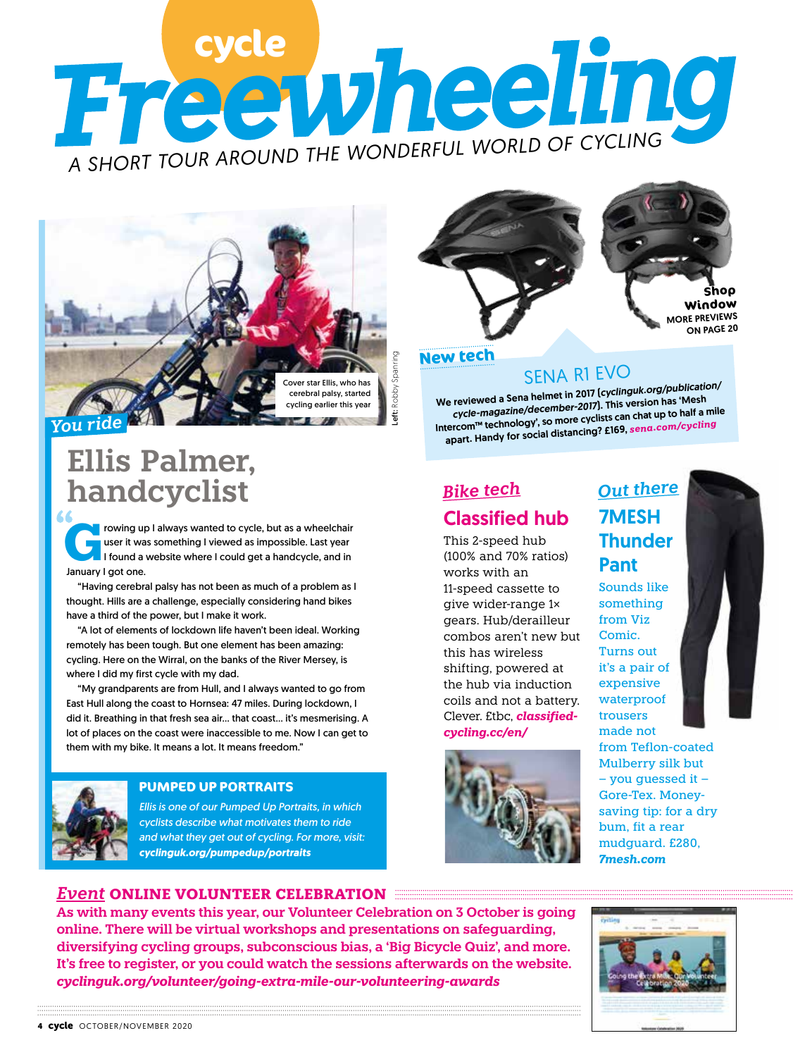# cycle Freewheeling

*A SHORT TOUR AROUND THE WONDERFUL WORLD OF CYCLING*

*You ride*

## Ellis Palmer, handcyclist

Cover star Ellis, who has cerebral palsy, started cycling earlier this year

Left: Robby Spanring

"Growing up I always wanted to cycle, but as a wheelchair user it was something I viewed as impossible. Last year I found a website where I could get a handcycle, and in January I got one.

"Having cerebral palsy has not been as much of a problem as I thought. Hills are a challenge, especially considering hand bikes have a third of the power, but I make it work.

"A lot of elements of lockdown life haven't been ideal. Working remotely has been tough. But one element has been amazing: cycling. Here on the Wirral, on the banks of the River Mersey, is where I did my first cycle with my dad.

"My grandparents are from Hull, and I always wanted to go from East Hull along the coast to Hornsea: 47 miles. During lockdown, I did it. Breathing in that fresh sea air… that coast… it's mesmerising. A lot of places on the coast were inaccessible to me. Now I can get to them with my bike. It means a lot. It means freedom."

### PUMPED UP PORTRAITS

*Ellis is one of our Pumped Up Portraits, in which cyclists describe what motivates them to ride and what they get out of cycling. For more, visit:* ***cyclinguk.org/pumpedup/portraits***

*New tech*

## SENA R1 EVO

**We reviewed a Sena helmet in 2017 (*cyclinguk.org/publication/cycle-magazine/december-2017*). This version has 'Mesh Intercom™ technology', so more cyclists can chat up to half a mile apart. Handy for social distancing? £169, *sena.com/cycling***

**Shop Window** MORE PREVIEWS ON PAGE 20

*Bike tech*

## Classified hub

This 2-speed hub (100% and 70% ratios) works with an 11-speed cassette to give wider-range 1× gears. Hub/derailleur combos aren't new but this has wireless shifting, powered at the hub via induction coils and not a battery. Clever. £tbc, ***classified-cycling.cc/en/***

*Out there*

## 7MESH Thunder Pant

Sounds like something from Viz Comic. Turns out it's a pair of expensive waterproof trousers made not from Teflon-coated Mulberry silk but – you guessed it – Gore-Tex. Money-saving tip: for a dry bum, fit a rear mudguard. £280, ***7mesh.com***

*Event* **ONLINE VOLUNTEER CELEBRATION**

**As with many events this year, our Volunteer Celebration on 3 October is going online. There will be virtual workshops and presentations on safeguarding, diversifying cycling groups, subconscious bias, a 'Big Bicycle Quiz', and more. It's free to register, or you could watch the sessions afterwards on the website. *cyclinguk.org/volunteer/going-extra-mile-our-volunteering-awards***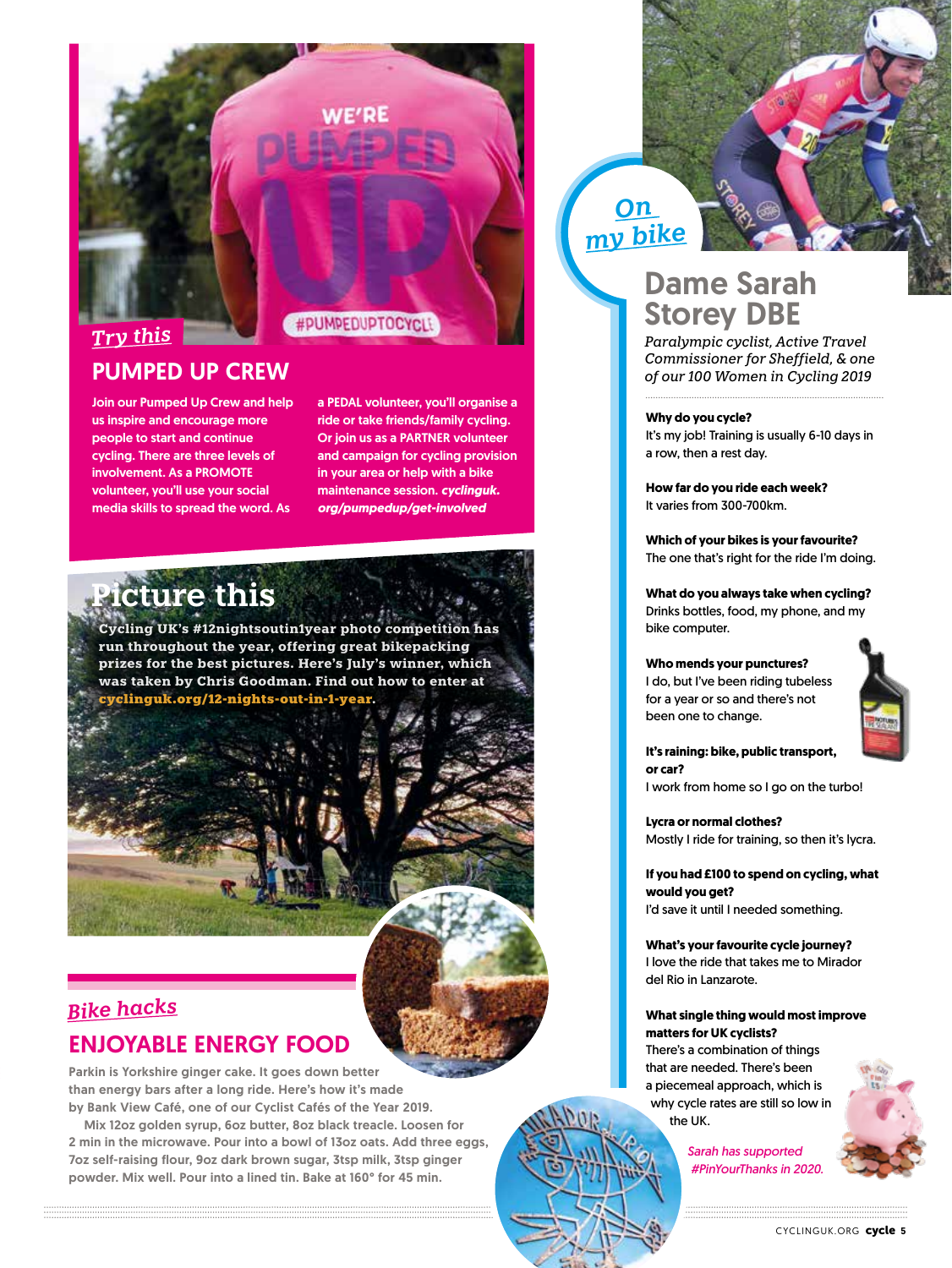*Try this*

## PUMPED UP CREW

Join our Pumped Up Crew and help us inspire and encourage more people to start and continue cycling. There are three levels of involvement. As a PROMOTE volunteer, you'll use your social media skills to spread the word. As a PEDAL volunteer, you'll organise a ride or take friends/family cycling. Or join us as a PARTNER volunteer and campaign for cycling provision in your area or help with a bike maintenance session. *cyclinguk.org/pumpedup/get-involved*

## Picture this

Cycling UK's #12nightsoutin1year photo competition has run throughout the year, offering great bikepacking prizes for the best pictures. Here's July's winner, which was taken by Chris Goodman. Find out how to enter at **cyclinguk.org/12-nights-out-in-1-year**.

*Bike hacks*

## ENJOYABLE ENERGY FOOD

Parkin is Yorkshire ginger cake. It goes down better than energy bars after a long ride. Here's how it's made by Bank View Café, one of our Cyclist Cafés of the Year 2019.

Mix 12oz golden syrup, 6oz butter, 8oz black treacle. Loosen for 2 min in the microwave. Pour into a bowl of 13oz oats. Add three eggs, 7oz self-raising flour, 9oz dark brown sugar, 3tsp milk, 3tsp ginger powder. Mix well. Pour into a lined tin. Bake at 160° for 45 min.

*On my bike*

## Dame Sarah Storey DBE

*Paralympic cyclist, Active Travel Commissioner for Sheffield, & one of our 100 Women in Cycling 2019*

**Why do you cycle?**
It's my job! Training is usually 6-10 days in a row, then a rest day.

**How far do you ride each week?**
It varies from 300-700km.

**Which of your bikes is your favourite?**
The one that's right for the ride I'm doing.

**What do you always take when cycling?**
Drinks bottles, food, my phone, and my bike computer.

**Who mends your punctures?**
I do, but I've been riding tubeless for a year or so and there's not been one to change.

**It's raining: bike, public transport, or car?**
I work from home so I go on the turbo!

**Lycra or normal clothes?**
Mostly I ride for training, so then it's lycra.

**If you had £100 to spend on cycling, what would you get?**
I'd save it until I needed something.

**What's your favourite cycle journey?**
I love the ride that takes me to Mirador del Rio in Lanzarote.

**What single thing would most improve matters for UK cyclists?**
There's a combination of things that are needed. There's been a piecemeal approach, which is why cycle rates are still so low in the UK.

*Sarah has supported #PinYourThanks in 2020.*